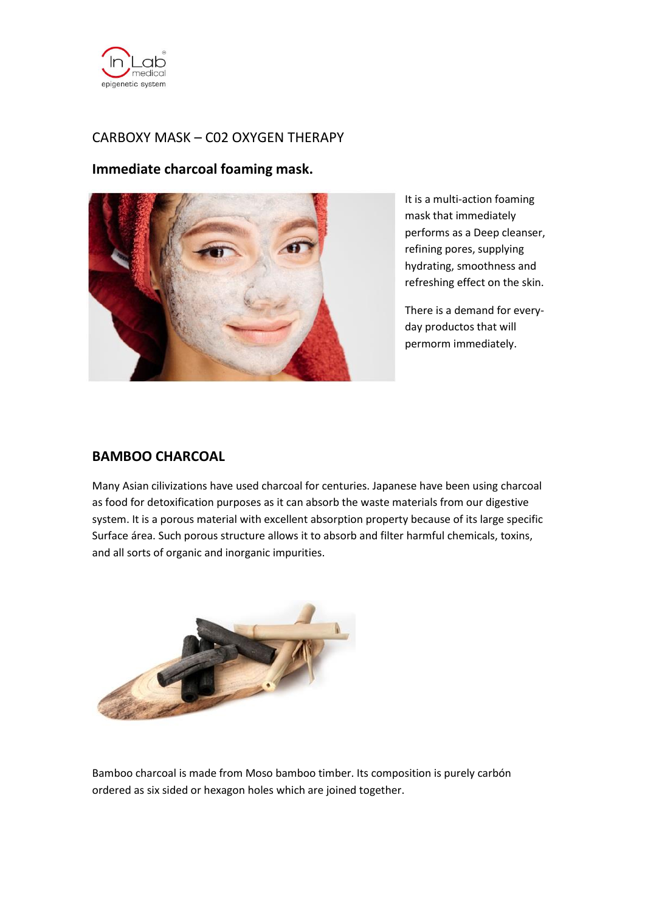CARBOXY MASK – C02 OXYGEN THERAPY

## Immediate charcoal foaming mask.

It is a multi-action foaming mask that immediately performs as a Deep cleanser, refining pores, supplying hydrating, smoothness and refreshing effect on the skin.

There is a demand for every-day productos that will permorm immediately.

## BAMBOO CHARCOAL

Many Asian cilivizations have used charcoal for centuries. Japanese have been using charcoal as food for detoxification purposes as it can absorb the waste materials from our digestive system. It is a porous material with excellent absorption property because of its large specific Surface área. Such porous structure allows it to absorb and filter harmful chemicals, toxins, and all sorts of organic and inorganic impurities.

Bamboo charcoal is made from Moso bamboo timber. Its composition is purely carbón ordered as six sided or hexagon holes which are joined together.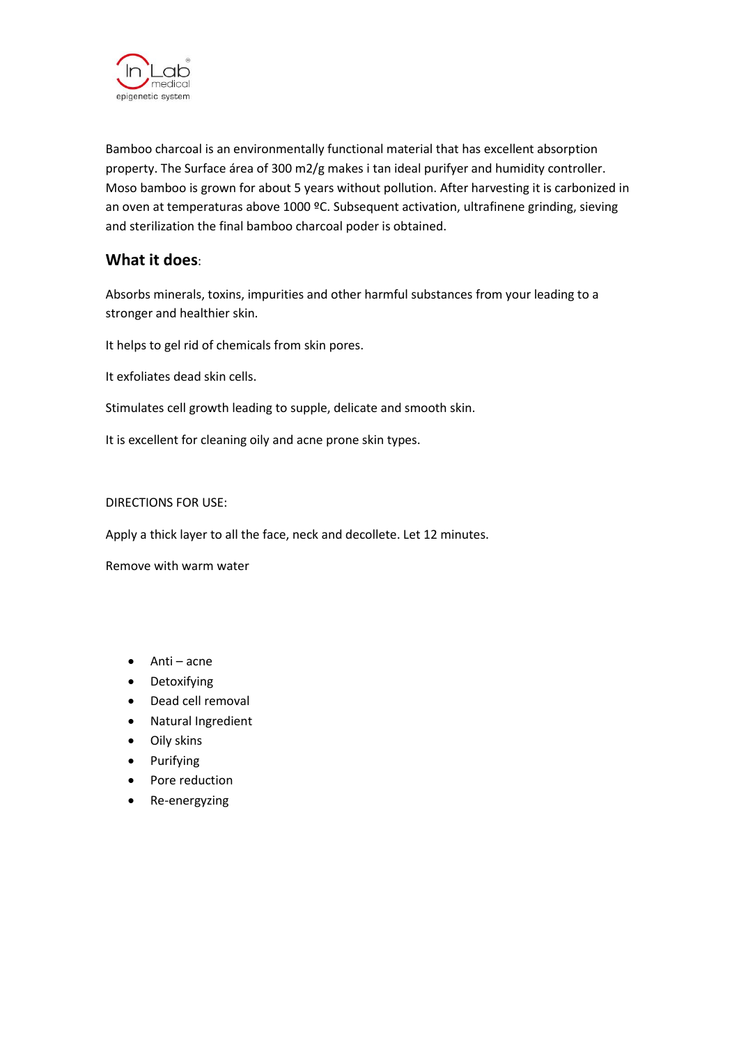Bamboo charcoal is an environmentally functional material that has excellent absorption property. The Surface área of 300 m2/g makes i tan ideal purifyer and humidity controller. Moso bamboo is grown for about 5 years without pollution. After harvesting it is carbonized in an oven at temperaturas above 1000 ºC. Subsequent activation, ultrafinene grinding, sieving and sterilization the final bamboo charcoal poder is obtained.

## **What it does**:

Absorbs minerals, toxins, impurities and other harmful substances from your leading to a stronger and healthier skin.

It helps to gel rid of chemicals from skin pores.

It exfoliates dead skin cells.

Stimulates cell growth leading to supple, delicate and smooth skin.

It is excellent for cleaning oily and acne prone skin types.

DIRECTIONS FOR USE:

Apply a thick layer to all the face, neck and decollete. Let 12 minutes.

Remove with warm water

- Anti – acne
- Detoxifying
- Dead cell removal
- Natural Ingredient
- Oily skins
- Purifying
- Pore reduction
- Re-energyzing